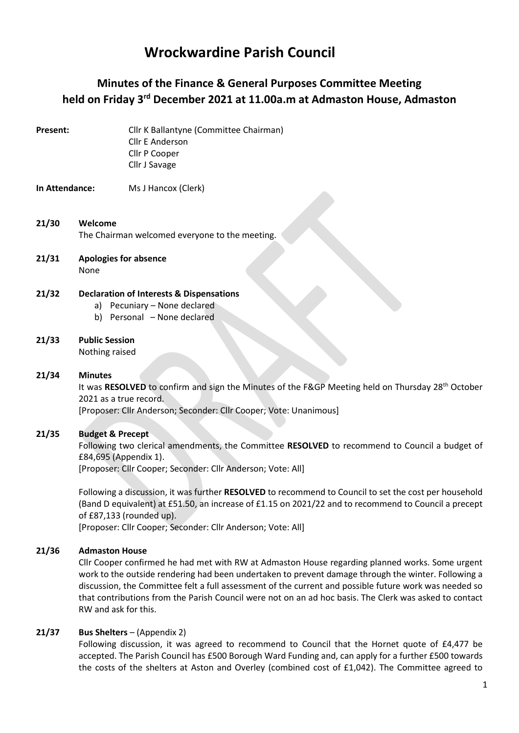# Wrockwardine Parish Council

## Minutes of the Finance & General Purposes Committee Meeting held on Friday 3rd December 2021 at 11.00a.m at Admaston House, Admaston

**Present:** Cllr K Ballantyne (Committee Chairman)
Cllr E Anderson
Cllr P Cooper
Cllr J Savage

**In Attendance:** Ms J Hancox (Clerk)

**21/30 Welcome**
The Chairman welcomed everyone to the meeting.

**21/31 Apologies for absence**
None

**21/32 Declaration of Interests & Dispensations**
a) Pecuniary – None declared
b) Personal – None declared

**21/33 Public Session**
Nothing raised

**21/34 Minutes**
It was **RESOLVED** to confirm and sign the Minutes of the F&GP Meeting held on Thursday 28th October 2021 as a true record.
[Proposer: Cllr Anderson; Seconder: Cllr Cooper; Vote: Unanimous]

**21/35 Budget & Precept**
Following two clerical amendments, the Committee **RESOLVED** to recommend to Council a budget of £84,695 (Appendix 1).
[Proposer: Cllr Cooper; Seconder: Cllr Anderson; Vote: All]

Following a discussion, it was further **RESOLVED** to recommend to Council to set the cost per household (Band D equivalent) at £51.50, an increase of £1.15 on 2021/22 and to recommend to Council a precept of £87,133 (rounded up).
[Proposer: Cllr Cooper; Seconder: Cllr Anderson; Vote: All]

**21/36 Admaston House**
Cllr Cooper confirmed he had met with RW at Admaston House regarding planned works. Some urgent work to the outside rendering had been undertaken to prevent damage through the winter. Following a discussion, the Committee felt a full assessment of the current and possible future work was needed so that contributions from the Parish Council were not on an ad hoc basis. The Clerk was asked to contact RW and ask for this.

**21/37 Bus Shelters** – (Appendix 2)
Following discussion, it was agreed to recommend to Council that the Hornet quote of £4,477 be accepted. The Parish Council has £500 Borough Ward Funding and, can apply for a further £500 towards the costs of the shelters at Aston and Overley (combined cost of £1,042). The Committee agreed to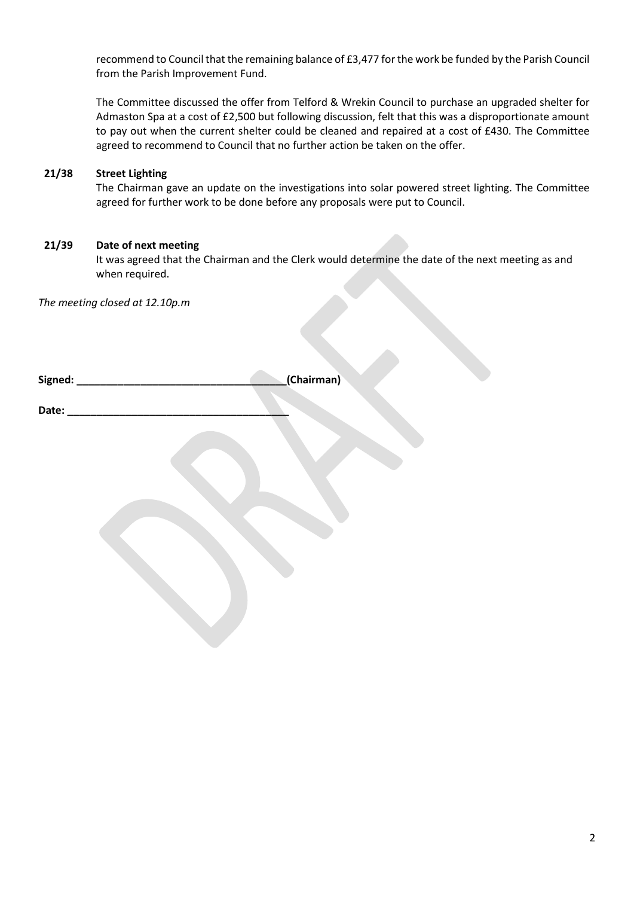recommend to Council that the remaining balance of £3,477 for the work be funded by the Parish Council from the Parish Improvement Fund.

The Committee discussed the offer from Telford & Wrekin Council to purchase an upgraded shelter for Admaston Spa at a cost of £2,500 but following discussion, felt that this was a disproportionate amount to pay out when the current shelter could be cleaned and repaired at a cost of £430. The Committee agreed to recommend to Council that no further action be taken on the offer.

**21/38 Street Lighting**

The Chairman gave an update on the investigations into solar powered street lighting. The Committee agreed for further work to be done before any proposals were put to Council.

**21/39 Date of next meeting**

It was agreed that the Chairman and the Clerk would determine the date of the next meeting as and when required.

*The meeting closed at 12.10p.m*

**Signed: ___________________________________(Chairman)**

**Date: _____________________________________**

DRAFT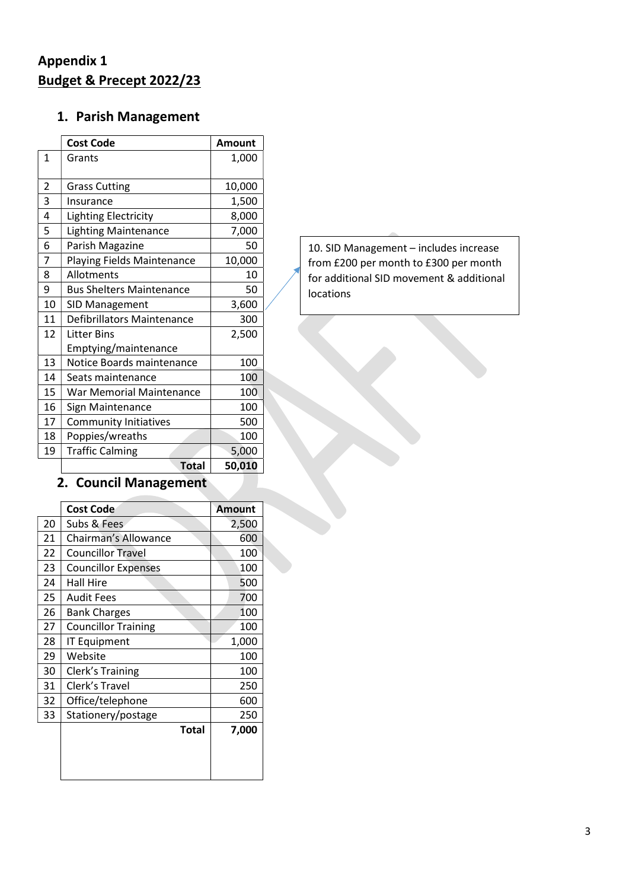# Appendix 1

## Budget & Precept 2022/23

### 1. Parish Management

| | Cost Code | Amount |
|---|---|---|
| 1 | Grants | 1,000 |
| 2 | Grass Cutting | 10,000 |
| 3 | Insurance | 1,500 |
| 4 | Lighting Electricity | 8,000 |
| 5 | Lighting Maintenance | 7,000 |
| 6 | Parish Magazine | 50 |
| 7 | Playing Fields Maintenance | 10,000 |
| 8 | Allotments | 10 |
| 9 | Bus Shelters Maintenance | 50 |
| 10 | SID Management | 3,600 |
| 11 | Defibrillators Maintenance | 300 |
| 12 | Litter Bins Emptying/maintenance | 2,500 |
| 13 | Notice Boards maintenance | 100 |
| 14 | Seats maintenance | 100 |
| 15 | War Memorial Maintenance | 100 |
| 16 | Sign Maintenance | 100 |
| 17 | Community Initiatives | 500 |
| 18 | Poppies/wreaths | 100 |
| 19 | Traffic Calming | 5,000 |
| | **Total** | **50,010** |

10. SID Management – includes increase from £200 per month to £300 per month for additional SID movement & additional locations

### 2. Council Management

| | Cost Code | Amount |
|---|---|---|
| 20 | Subs & Fees | 2,500 |
| 21 | Chairman's Allowance | 600 |
| 22 | Councillor Travel | 100 |
| 23 | Councillor Expenses | 100 |
| 24 | Hall Hire | 500 |
| 25 | Audit Fees | 700 |
| 26 | Bank Charges | 100 |
| 27 | Councillor Training | 100 |
| 28 | IT Equipment | 1,000 |
| 29 | Website | 100 |
| 30 | Clerk's Training | 100 |
| 31 | Clerk's Travel | 250 |
| 32 | Office/telephone | 600 |
| 33 | Stationery/postage | 250 |
| | **Total** | **7,000** |

DRAFT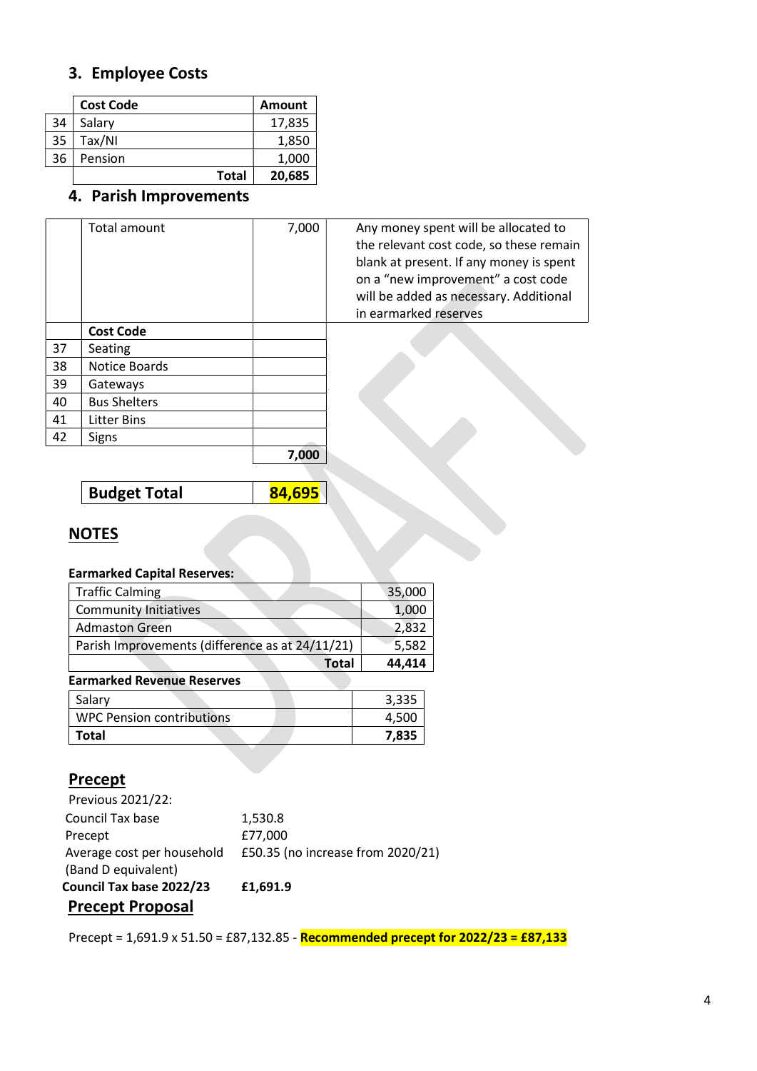## 3. Employee Costs

| | Cost Code | Amount |
|---|---|---|
| 34 | Salary | 17,835 |
| 35 | Tax/NI | 1,850 |
| 36 | Pension | 1,000 |
| | **Total** | **20,685** |

## 4. Parish Improvements

| | Total amount | 7,000 | Any money spent will be allocated to the relevant cost code, so these remain blank at present. If any money is spent on a "new improvement" a cost code will be added as necessary. Additional in earmarked reserves |
|---|---|---|---|
| | **Cost Code** | | |
| 37 | Seating | | |
| 38 | Notice Boards | | |
| 39 | Gateways | | |
| 40 | Bus Shelters | | |
| 41 | Litter Bins | | |
| 42 | Signs | | |
| | | **7,000** | |

| **Budget Total** | **84,695** |
|---|---|

## NOTES

**Earmarked Capital Reserves:**

| | |
|---|---|
| Traffic Calming | 35,000 |
| Community Initiatives | 1,000 |
| Admaston Green | 2,832 |
| Parish Improvements (difference as at 24/11/21) | 5,582 |
| **Total** | **44,414** |

**Earmarked Revenue Reserves**

| | |
|---|---|
| Salary | 3,335 |
| WPC Pension contributions | 4,500 |
| **Total** | **7,835** |

## Precept

Previous 2021/22:

Council Tax base 1,530.8

Precept £77,000

Average cost per household (Band D equivalent) £50.35 (no increase from 2020/21)

**Council Tax base 2022/23 £1,691.9**

## Precept Proposal

Precept = 1,691.9 x 51.50 = £87,132.85 - **Recommended precept for 2022/23 = £87,133**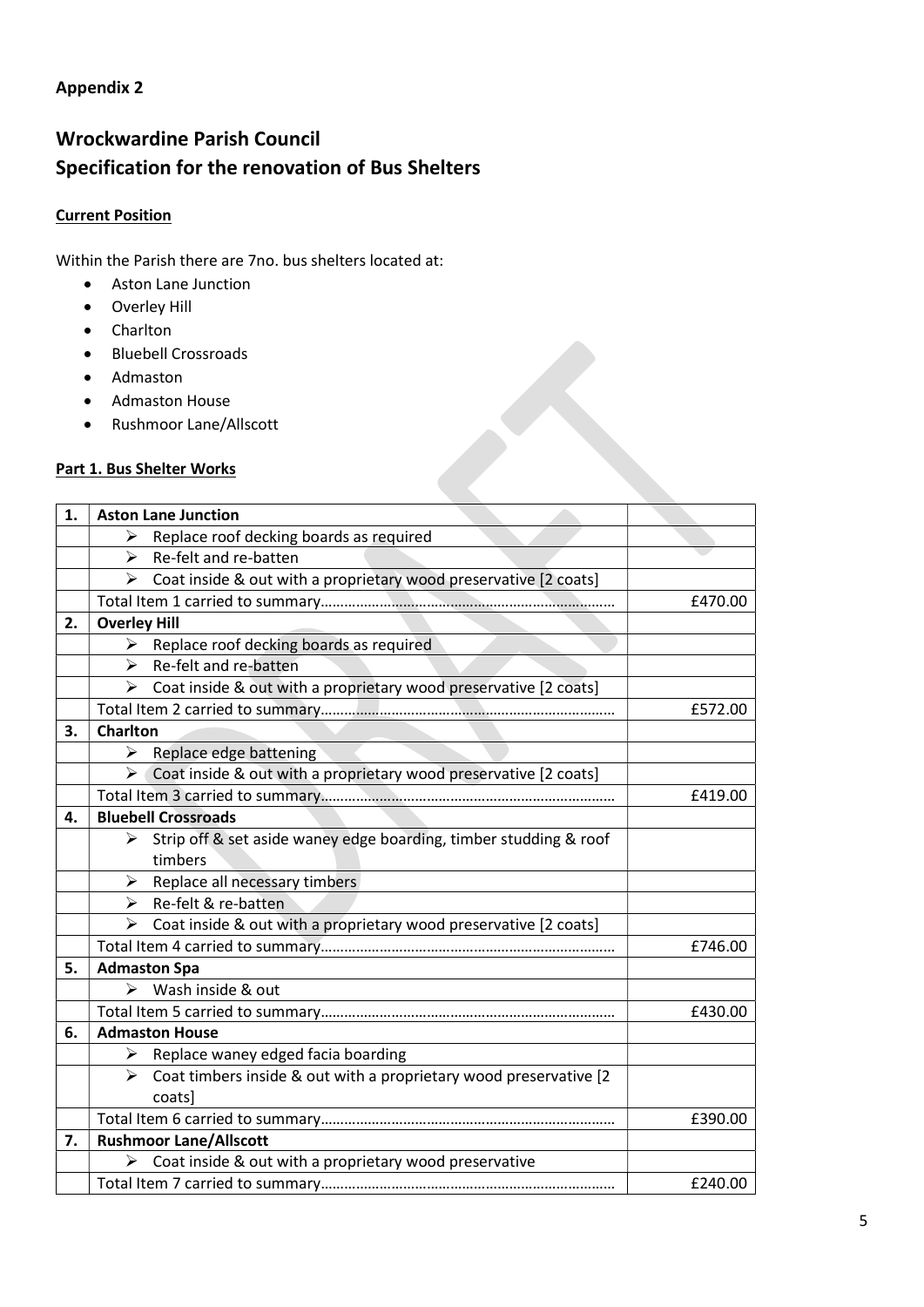**Appendix 2**

## Wrockwardine Parish Council
## Specification for the renovation of Bus Shelters

**Current Position**

Within the Parish there are 7no. bus shelters located at:

- Aston Lane Junction
- Overley Hill
- Charlton
- Bluebell Crossroads
- Admaston
- Admaston House
- Rushmoor Lane/Allscott

**Part 1. Bus Shelter Works**

| | | |
|---|---|---|
| **1.** | **Aston Lane Junction** | |
| | ➢ Replace roof decking boards as required | |
| | ➢ Re-felt and re-batten | |
| | ➢ Coat inside & out with a proprietary wood preservative [2 coats] | |
| | Total Item 1 carried to summary………………………………………………………………… | £470.00 |
| **2.** | **Overley Hill** | |
| | ➢ Replace roof decking boards as required | |
| | ➢ Re-felt and re-batten | |
| | ➢ Coat inside & out with a proprietary wood preservative [2 coats] | |
| | Total Item 2 carried to summary………………………………………………………………… | £572.00 |
| **3.** | **Charlton** | |
| | ➢ Replace edge battening | |
| | ➢ Coat inside & out with a proprietary wood preservative [2 coats] | |
| | Total Item 3 carried to summary………………………………………………………………… | £419.00 |
| **4.** | **Bluebell Crossroads** | |
| | ➢ Strip off & set aside waney edge boarding, timber studding & roof timbers | |
| | ➢ Replace all necessary timbers | |
| | ➢ Re-felt & re-batten | |
| | ➢ Coat inside & out with a proprietary wood preservative [2 coats] | |
| | Total Item 4 carried to summary………………………………………………………………… | £746.00 |
| **5.** | **Admaston Spa** | |
| | ➢ Wash inside & out | |
| | Total Item 5 carried to summary………………………………………………………………… | £430.00 |
| **6.** | **Admaston House** | |
| | ➢ Replace waney edged facia boarding | |
| | ➢ Coat timbers inside & out with a proprietary wood preservative [2 coats] | |
| | Total Item 6 carried to summary………………………………………………………………… | £390.00 |
| **7.** | **Rushmoor Lane/Allscott** | |
| | ➢ Coat inside & out with a proprietary wood preservative | |
| | Total Item 7 carried to summary………………………………………………………………… | £240.00 |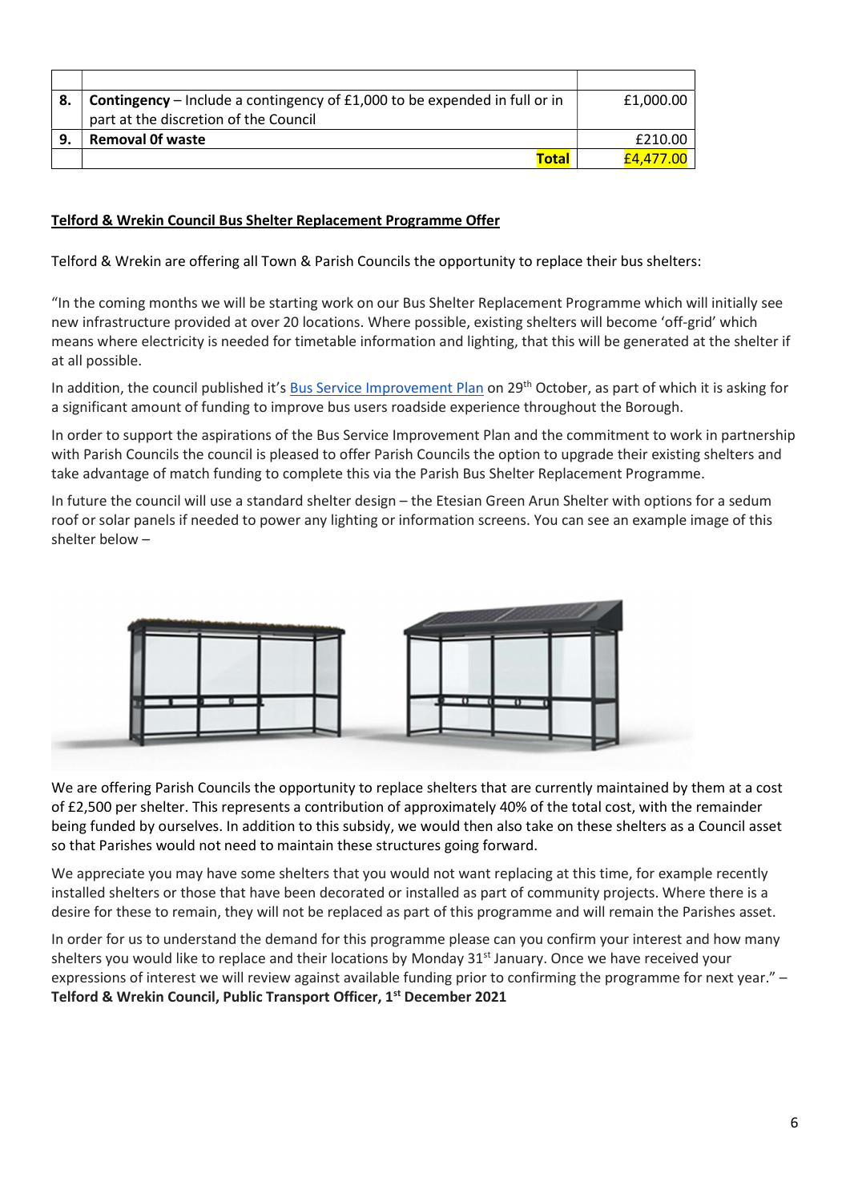| | | |
|---|---|---|
| | | |
| 8. | **Contingency** – Include a contingency of £1,000 to be expended in full or in part at the discretion of the Council | £1,000.00 |
| 9. | **Removal 0f waste** | £210.00 |
| | **Total** | £4,477.00 |

**Telford & Wrekin Council Bus Shelter Replacement Programme Offer**

Telford & Wrekin are offering all Town & Parish Councils the opportunity to replace their bus shelters:

"In the coming months we will be starting work on our Bus Shelter Replacement Programme which will initially see new infrastructure provided at over 20 locations. Where possible, existing shelters will become 'off-grid' which means where electricity is needed for timetable information and lighting, that this will be generated at the shelter if at all possible.

In addition, the council published it's Bus Service Improvement Plan on 29th October, as part of which it is asking for a significant amount of funding to improve bus users roadside experience throughout the Borough.

In order to support the aspirations of the Bus Service Improvement Plan and the commitment to work in partnership with Parish Councils the council is pleased to offer Parish Councils the option to upgrade their existing shelters and take advantage of match funding to complete this via the Parish Bus Shelter Replacement Programme.

In future the council will use a standard shelter design – the Etesian Green Arun Shelter with options for a sedum roof or solar panels if needed to power any lighting or information screens. You can see an example image of this shelter below –

We are offering Parish Councils the opportunity to replace shelters that are currently maintained by them at a cost of £2,500 per shelter. This represents a contribution of approximately 40% of the total cost, with the remainder being funded by ourselves. In addition to this subsidy, we would then also take on these shelters as a Council asset so that Parishes would not need to maintain these structures going forward.

We appreciate you may have some shelters that you would not want replacing at this time, for example recently installed shelters or those that have been decorated or installed as part of community projects. Where there is a desire for these to remain, they will not be replaced as part of this programme and will remain the Parishes asset.

In order for us to understand the demand for this programme please can you confirm your interest and how many shelters you would like to replace and their locations by Monday 31st January. Once we have received your expressions of interest we will review against available funding prior to confirming the programme for next year." – **Telford & Wrekin Council, Public Transport Officer, 1st December 2021**